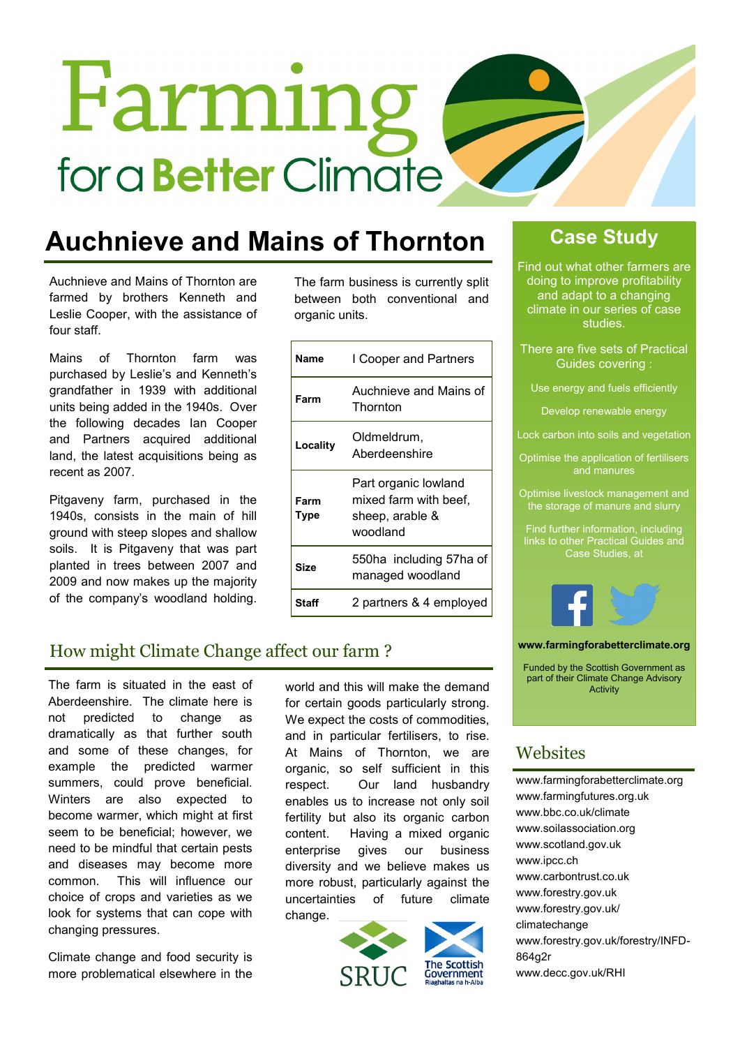# Farming for a Better Climate

## Auchnieve and Mains of Thornton

Auchnieve and Mains of Thornton are farmed by brothers Kenneth and Leslie Cooper, with the assistance of four staff.

Mains of Thornton farm was purchased by Leslie's and Kenneth's grandfather in 1939 with additional units being added in the 1940s. Over the following decades Ian Cooper and Partners acquired additional land, the latest acquisitions being as recent as 2007.

Pitgaveny farm, purchased in the 1940s, consists in the main of hill ground with steep slopes and shallow soils. It is Pitgaveny that was part planted in trees between 2007 and 2009 and now makes up the majority of the company's woodland holding.

The farm business is currently split between both conventional and organic units.

| | |
|---|---|
| **Name** | I Cooper and Partners |
| **Farm** | Auchnieve and Mains of Thornton |
| **Locality** | Oldmeldrum, Aberdeenshire |
| **Farm Type** | Part organic lowland mixed farm with beef, sheep, arable & woodland |
| **Size** | 550ha including 57ha of managed woodland |
| **Staff** | 2 partners & 4 employed |

### How might Climate Change affect our farm ?

The farm is situated in the east of Aberdeenshire. The climate here is not predicted to change as dramatically as that further south and some of these changes, for example the predicted warmer summers, could prove beneficial. Winters are also expected to become warmer, which might at first seem to be beneficial; however, we need to be mindful that certain pests and diseases may become more common. This will influence our choice of crops and varieties as we look for systems that can cope with changing pressures.

Climate change and food security is more problematical elsewhere in the world and this will make the demand for certain goods particularly strong. We expect the costs of commodities, and in particular fertilisers, to rise. At Mains of Thornton, we are organic, so self sufficient in this respect. Our land husbandry enables us to increase not only soil fertility but also its organic carbon content. Having a mixed organic enterprise gives our business diversity and we believe makes us more robust, particularly against the uncertainties of future climate change.

SRUC | The Scottish Government Riaghaltas na h-Alba

## Case Study

Find out what other farmers are doing to improve profitability and adapt to a changing climate in our series of case studies.

There are five sets of Practical Guides covering :

- Use energy and fuels efficiently
- Develop renewable energy
- Lock carbon into soils and vegetation
- Optimise the application of fertilisers and manures
- Optimise livestock management and the storage of manure and slurry

Find further information, including links to other Practical Guides and Case Studies, at

**www.farmingforabetterclimate.org**

Funded by the Scottish Government as part of their Climate Change Advisory Activity

## Websites

www.farmingforabetterclimate.org
www.farmingfutures.org.uk
www.bbc.co.uk/climate
www.soilassociation.org
www.scotland.gov.uk
www.ipcc.ch
www.carbontrust.co.uk
www.forestry.gov.uk
www.forestry.gov.uk/climatechange
www.forestry.gov.uk/forestry/INFD-864g2r
www.decc.gov.uk/RHI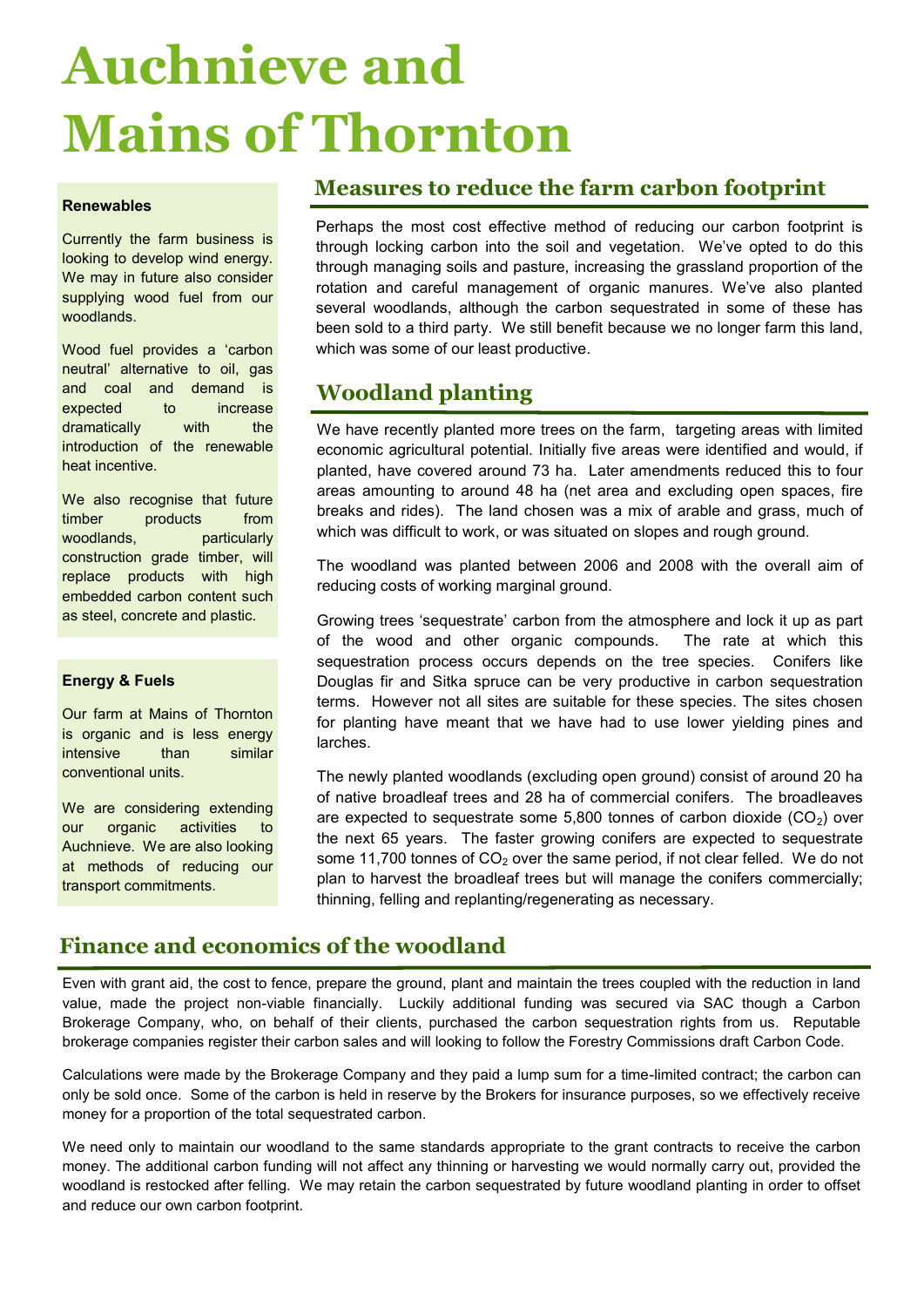# Auchnieve and Mains of Thornton

**Renewables**

Currently the farm business is looking to develop wind energy. We may in future also consider supplying wood fuel from our woodlands.

Wood fuel provides a 'carbon neutral' alternative to oil, gas and coal and demand is expected to increase dramatically with the introduction of the renewable heat incentive.

We also recognise that future timber products from woodlands, particularly construction grade timber, will replace products with high embedded carbon content such as steel, concrete and plastic.

**Energy & Fuels**

Our farm at Mains of Thornton is organic and is less energy intensive than similar conventional units.

We are considering extending our organic activities to Auchnieve. We are also looking at methods of reducing our transport commitments.

## Measures to reduce the farm carbon footprint

Perhaps the most cost effective method of reducing our carbon footprint is through locking carbon into the soil and vegetation. We've opted to do this through managing soils and pasture, increasing the grassland proportion of the rotation and careful management of organic manures. We've also planted several woodlands, although the carbon sequestrated in some of these has been sold to a third party. We still benefit because we no longer farm this land, which was some of our least productive.

## Woodland planting

We have recently planted more trees on the farm, targeting areas with limited economic agricultural potential. Initially five areas were identified and would, if planted, have covered around 73 ha. Later amendments reduced this to four areas amounting to around 48 ha (net area and excluding open spaces, fire breaks and rides). The land chosen was a mix of arable and grass, much of which was difficult to work, or was situated on slopes and rough ground.

The woodland was planted between 2006 and 2008 with the overall aim of reducing costs of working marginal ground.

Growing trees 'sequestrate' carbon from the atmosphere and lock it up as part of the wood and other organic compounds. The rate at which this sequestration process occurs depends on the tree species. Conifers like Douglas fir and Sitka spruce can be very productive in carbon sequestration terms. However not all sites are suitable for these species. The sites chosen for planting have meant that we have had to use lower yielding pines and larches.

The newly planted woodlands (excluding open ground) consist of around 20 ha of native broadleaf trees and 28 ha of commercial conifers. The broadleaves are expected to sequestrate some 5,800 tonnes of carbon dioxide ($CO_2$) over the next 65 years. The faster growing conifers are expected to sequestrate some 11,700 tonnes of $CO_2$ over the same period, if not clear felled. We do not plan to harvest the broadleaf trees but will manage the conifers commercially; thinning, felling and replanting/regenerating as necessary.

## Finance and economics of the woodland

Even with grant aid, the cost to fence, prepare the ground, plant and maintain the trees coupled with the reduction in land value, made the project non-viable financially. Luckily additional funding was secured via SAC though a Carbon Brokerage Company, who, on behalf of their clients, purchased the carbon sequestration rights from us. Reputable brokerage companies register their carbon sales and will looking to follow the Forestry Commissions draft Carbon Code.

Calculations were made by the Brokerage Company and they paid a lump sum for a time-limited contract; the carbon can only be sold once. Some of the carbon is held in reserve by the Brokers for insurance purposes, so we effectively receive money for a proportion of the total sequestrated carbon.

We need only to maintain our woodland to the same standards appropriate to the grant contracts to receive the carbon money. The additional carbon funding will not affect any thinning or harvesting we would normally carry out, provided the woodland is restocked after felling. We may retain the carbon sequestrated by future woodland planting in order to offset and reduce our own carbon footprint.